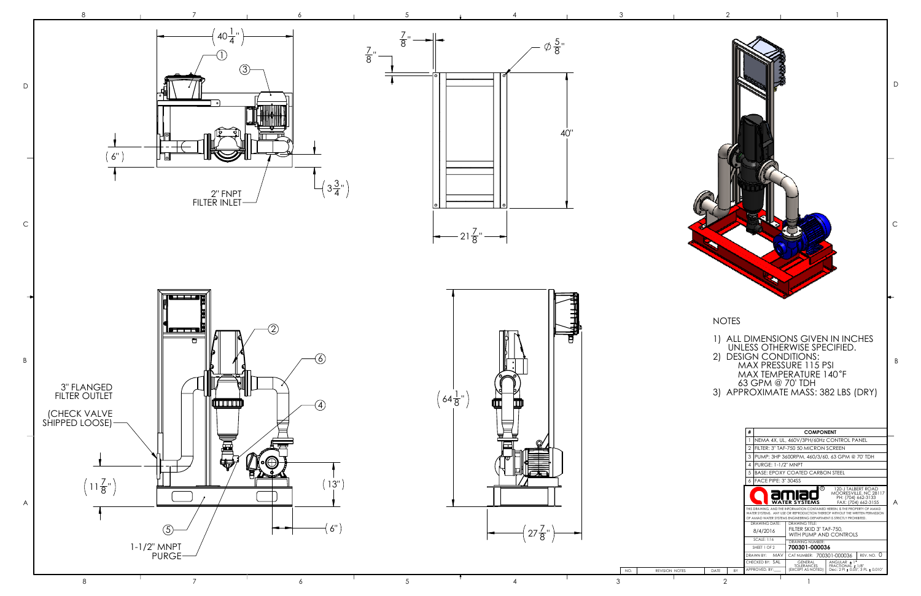## NOTES

1) ALL DIMENSIONS GIVEN IN INCHES UNLESS OTHERWISE SPECIFIED.
2) DESIGN CONDITIONS:
   MAX PRESSURE 115 PSI
   MAX TEMPERATURE 140°F
   63 GPM @ 70' TDH
3) APPROXIMATE MASS: 382 LBS (DRY)

| # | COMPONENT |
|---|---|
| 1 | NEMA 4X, UL, 460V/3PH/60Hz CONTROL PANEL |
| 2 | FILTER: 3" TAF-750 50 MICRON SCREEN |
| 3 | PUMP: 3HP 3600RPM, 460/3/60, 63 GPM @ 70' TDH |
| 4 | PURGE: 1-1/2" MNPT |
| 5 | BASE: EPOXY COATED CARBON STEEL |
| 6 | FACE PIPE: 3" 304SS |

Labels: 2" FNPT FILTER INLET; 3" FLANGED FILTER OUTLET (CHECK VALVE SHIPPED LOOSE); 1-1/2" MNPT PURGE

Dimensions: $40\frac{1}{4}$"; (6"); ($3\frac{3}{4}$"); $\frac{7}{8}$"; $\frac{7}{8}$"; $\varnothing\frac{5}{8}$"; 40"; $21\frac{7}{8}$"; ($64\frac{1}{8}$"); ($11\frac{7}{8}$"); (13"); (6"); ($27\frac{7}{8}$")

**amiad WATER SYSTEMS**
120-J TALBERT ROAD
MOORESVILLE, NC 28117
PH: (704) 662-3133
FAX: (704) 662-3155

THIS DRAWING, AND THE INFORMATION CONTAINED HEREIN, IS THE PROPERTY OF AMIAD WATER SYSTEMS. ANY USE OR REPRODUCTION THEREOF WITHOUT THE WRITTEN PERMISSION OF AMIAD WATER SYSTEMS ENGINEERING DEPARTMENT IS STRICTLY PROHIBITED.

| | |
|---|---|
| DRAWING DATE: 8/4/2016 | DRAWING TITLE: FILTER SKID 3" TAF-750, WITH PUMP AND CONTROLS |
| SCALE: 1:16 | DRAWING NUMBER: 700301-000036 |
| SHEET 1 OF 2 | |
| DRAWN BY: MAV | CAT NUMBER: 700301-000036 — REV. NO. 0 |
| CHECKED BY: SAL | GENERAL TOLERANCES (EXCEPT AS NOTED) — ANGULAR: ± 1°; FRACTIONAL: ± 1/8"; Dec: 2 PL ± 0.05", 3 PL ± 0.010" |
| APPROVED BY: ____ | |

| NO. | REVISION NOTES | DATE | BY |
|---|---|---|---|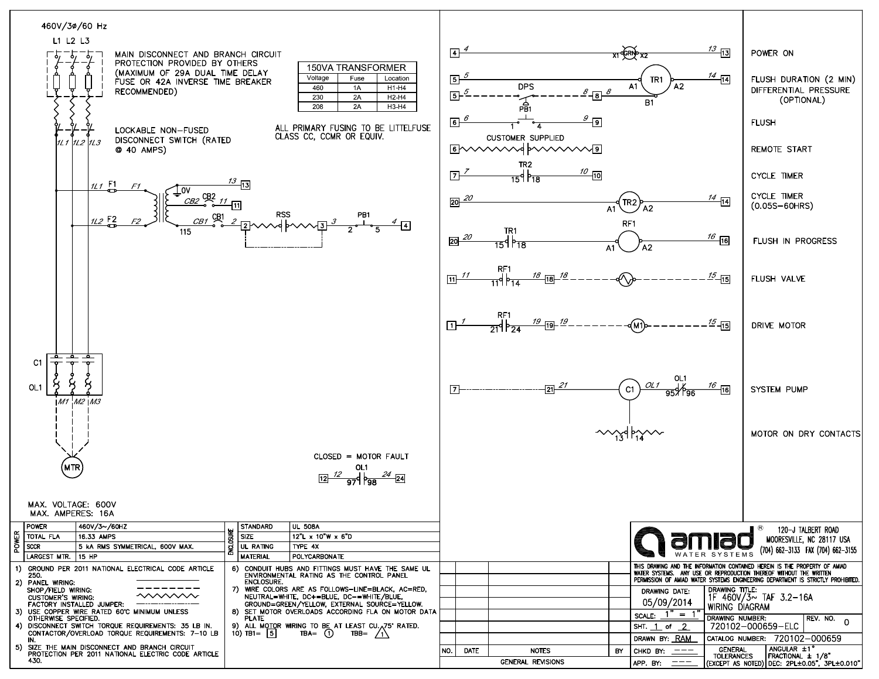460V/3Ø/60 Hz

L1 L2 L3

MAIN DISCONNECT AND BRANCH CIRCUIT PROTECTION PROVIDED BY OTHERS (MAXIMUM OF 29A DUAL TIME DELAY FUSE OR 42A INVERSE TIME BREAKER RECOMMENDED)

LOCKABLE NON-FUSED DISCONNECT SWITCH (RATED @ 40 AMPS)

| 150VA TRANSFORMER | | |
|---|---|---|
| Voltage | Fuse | Location |
| 460 | 1A | H1-H4 |
| 230 | 2A | H2-H4 |
| 208 | 2A | H3-H4 |

ALL PRIMARY FUSING TO BE LITTELFUSE CLASS CC, CCMR OR EQUIV.

| Rung | Description |
|---|---|
| 4 — X1 GRN X2 — 13 | POWER ON |
| 5 — TR1 (A1, A2) — 14 | FLUSH DURATION (2 MIN) |
| 5 — DPS — 8 (B1) | DIFFERENTIAL PRESSURE (OPTIONAL) |
| 6 — PB1 (1, 4) — 9 | FLUSH |
| 6 — CUSTOMER SUPPLIED — 9 | REMOTE START |
| 7 — TR2 (15, 18) — 10 | CYCLE TIMER |
| 20 — TR2 (A1, A2) — 14 | CYCLE TIMER (0.05S–60HRS) |
| 20 — TR1 (15, 18) — RF1 (A1, A2) — 16 | FLUSH IN PROGRESS |
| 11 — RF1 (11, 14) — 18 — 15 | FLUSH VALVE |
| 1 — RF1 (21, 24) — 19 — M1 — 15 | DRIVE MOTOR |
| 7 — 21 — C1 — OL1 (95, 96) — 16 | SYSTEM PUMP |
| 13 — 14 | MOTOR ON DRY CONTACTS |

CLOSED = MOTOR FAULT

OL1 12 — 97 98 — 24

MAX. VOLTAGE: 600V
MAX. AMPERES: 16A

| POWER | | ENCLOSURE | |
|---|---|---|---|
| POWER | 460V/3~/60HZ | STANDARD | UL 508A |
| TOTAL FLA | 16.33 AMPS | SIZE | 12"L x 10"W x 6"D |
| SCCR | 5 kA RMS SYMMETRICAL, 600V MAX. | UL RATING | TYPE 4X |
| LARGEST MTR. | 15 HP | MATERIAL | POLYCARBONATE |

1) GROUND PER 2011 NATIONAL ELECTRICAL CODE ARTICLE 250.
2) PANEL WIRING: (solid line)
   SHOP/FIELD WIRING: (dashed line)
   CUSTOMER'S WIRING: (wavy line)
   FACTORY INSTALLED JUMPER: (dash-dot line)
3) USE COPPER WIRE RATED 60°C MINIMUM UNLESS OTHERWISE SPECIFIED.
4) DISCONNECT SWITCH TORQUE REQUIREMENTS: 35 LB IN. CONTACTOR/OVERLOAD TORQUE REQUIREMENTS: 7–10 LB IN.
5) SIZE THE MAIN DISCONNECT AND BRANCH CIRCUIT PROTECTION PER 2011 NATIONAL ELECTRIC CODE ARTICLE 430.
6) CONDUIT HUBS AND FITTINGS MUST HAVE THE SAME UL ENVIRONMENTAL RATING AS THE CONTROL PANEL ENCLOSURE.
7) WIRE COLORS ARE AS FOLLOWS–LINE=BLACK, AC=RED, NEUTRAL=WHITE, DC+=BLUE, DC–=WHITE/BLUE, GROUND=GREEN/YELLOW, EXTERNAL SOURCE=YELLOW.
8) SET MOTOR OVERLOADS ACCORDING FLA ON MOTOR DATA PLATE
9) ALL MOTOR WIRING TO BE AT LEAST CU. 75° RATED.
10) TB1= [5] TBA= (1) TBB= △1

| NO. | DATE | NOTES | BY |
|---|---|---|---|
| | | GENERAL REVISIONS | |

amiad WATER SYSTEMS® 120-J TALBERT ROAD MOORESVILLE, NC 28117 USA (704) 662-3133 FAX (704) 662-3155

THIS DRAWING AND THE INFORMATION CONTAINED HEREIN IS THE PROPERTY OF AMIAD WATER SYSTEMS. ANY USE OR REPRODUCTION THEREOF WITHOUT THE WRITTEN PERMISSION OF AMIAD WATER SYSTEMS ENGINEERING DEPARTMENT IS STRICTLY PROHIBITED.

| | |
|---|---|
| DRAWING DATE: 05/09/2014 | DRAWING TITLE: 1F 460V/3~ TAF 3.2-16A WIRING DIAGRAM |
| SCALE: 1" = 1" | DRAWING NUMBER: 720102-000659-ELC — REV. NO. 0 |
| SHT. 1 of 2 | |
| DRAWN BY: RAM | CATALOG NUMBER: 720102-000659 |
| CHKD BY: --- | GENERAL TOLERANCES (EXCEPT AS NOTED) — ANGULAR ±1°, FRACTIONAL ± 1/8", DEC: 2PL±0.05", 3PL±0.010" |
| APP. BY: --- | |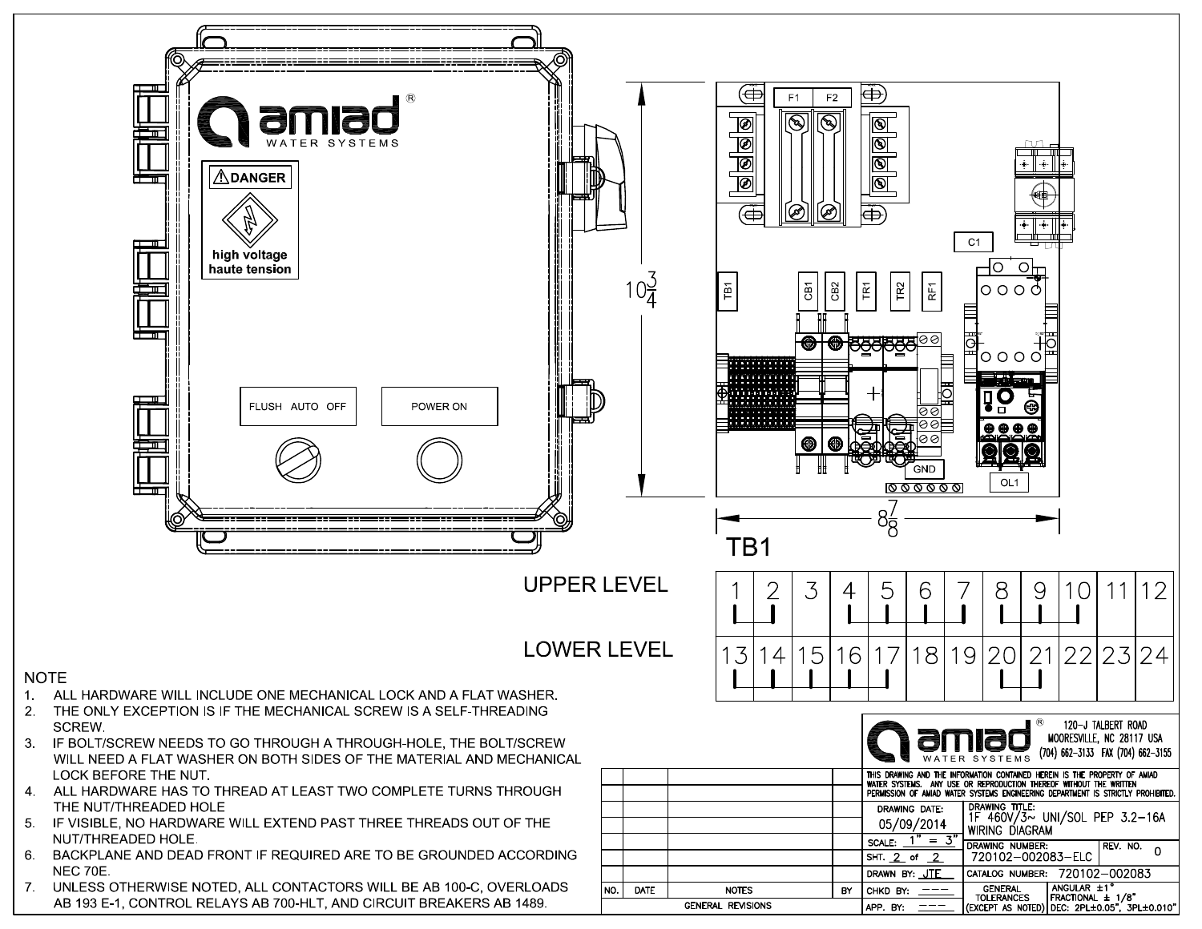amiad®
WATER SYSTEMS

⚠DANGER

high voltage
haute tension

FLUSH AUTO OFF

POWER ON

$10\frac{3}{4}$

F1 F2

C1

TB1 CB1 CB2 TR1 TR2 RF1

GND

OL1

$8\frac{7}{8}$

## TB1

| | | | | | | | | | | | | |
|---|---|---|---|---|---|---|---|---|---|---|---|---|
| UPPER LEVEL | 1 | 2 | 3 | 4 | 5 | 6 | 7 | 8 | 9 | 10 | 11 | 12 |
| LOWER LEVEL | 13 | 14 | 15 | 16 | 17 | 18 | 19 | 20 | 21 | 22 | 23 | 24 |

NOTE

1. ALL HARDWARE WILL INCLUDE ONE MECHANICAL LOCK AND A FLAT WASHER.
2. THE ONLY EXCEPTION IS IF THE MECHANICAL SCREW IS A SELF-THREADING SCREW.
3. IF BOLT/SCREW NEEDS TO GO THROUGH A THROUGH-HOLE, THE BOLT/SCREW WILL NEED A FLAT WASHER ON BOTH SIDES OF THE MATERIAL AND MECHANICAL LOCK BEFORE THE NUT.
4. ALL HARDWARE HAS TO THREAD AT LEAST TWO COMPLETE TURNS THROUGH THE NUT/THREADED HOLE
5. IF VISIBLE, NO HARDWARE WILL EXTEND PAST THREE THREADS OUT OF THE NUT/THREADED HOLE.
6. BACKPLANE AND DEAD FRONT IF REQUIRED ARE TO BE GROUNDED ACCORDING NEC 70E.
7. UNLESS OTHERWISE NOTED, ALL CONTACTORS WILL BE AB 100-C, OVERLOADS AB 193 E-1, CONTROL RELAYS AB 700-HLT, AND CIRCUIT BREAKERS AB 1489.

| NO. | DATE | NOTES | BY |
|---|---|---|---|
| | | | |
| | | | |
| | | | |
| | | | |
| | | | |
| | | | |
| | | GENERAL REVISIONS | |

amiad® WATER SYSTEMS
120-J TALBERT ROAD
MOORESVILLE, NC 28117 USA
(704) 662-3133 FAX (704) 662-3155

THIS DRAWING AND THE INFORMATION CONTAINED HEREIN IS THE PROPERTY OF AMIAD WATER SYSTEMS. ANY USE OR REPRODUCTION THEREOF WITHOUT THE WRITTEN PERMISSION OF AMIAD WATER SYSTEMS ENGINEERING DEPARTMENT IS STRICTLY PROHIBITED.

| | | |
|---|---|---|
| DRAWING DATE: 05/09/2014 | DRAWING TITLE: 1F 460V/3~ UNI/SOL PEP 3.2-16A WIRING DIAGRAM | |
| SCALE: 1" = 3" | DRAWING NUMBER: 720102-002083-ELC | REV. NO. 0 |
| SHT. 2 of 2 | | |
| DRAWN BY: JTE | CATALOG NUMBER: 720102-002083 | |
| CHKD BY: --- | GENERAL TOLERANCES (EXCEPT AS NOTED) | ANGULAR ±1° FRACTIONAL ± 1/8" DEC: 2PL±0.05", 3PL±0.010" |
| APP. BY: --- | | |